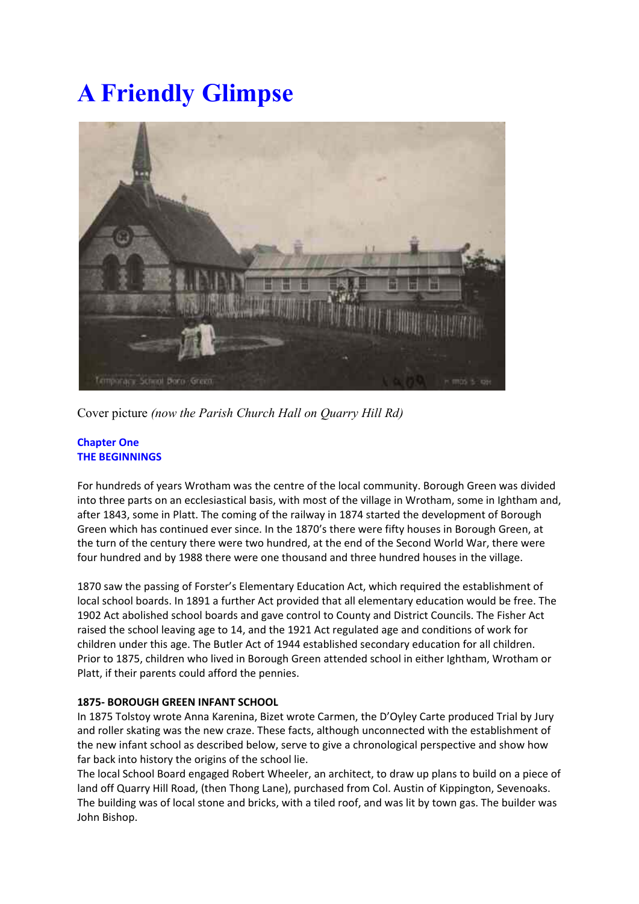# A Friendly Glimpse

Cover picture *(now the Parish Church Hall on Quarry Hill Rd)*

## Chapter One
## THE BEGINNINGS

For hundreds of years Wrotham was the centre of the local community. Borough Green was divided into three parts on an ecclesiastical basis, with most of the village in Wrotham, some in Ightham and, after 1843, some in Platt. The coming of the railway in 1874 started the development of Borough Green which has continued ever since. In the 1870's there were fifty houses in Borough Green, at the turn of the century there were two hundred, at the end of the Second World War, there were four hundred and by 1988 there were one thousand and three hundred houses in the village.

1870 saw the passing of Forster's Elementary Education Act, which required the establishment of local school boards. In 1891 a further Act provided that all elementary education would be free. The 1902 Act abolished school boards and gave control to County and District Councils. The Fisher Act raised the school leaving age to 14, and the 1921 Act regulated age and conditions of work for children under this age. The Butler Act of 1944 established secondary education for all children. Prior to 1875, children who lived in Borough Green attended school in either Ightham, Wrotham or Platt, if their parents could afford the pennies.

### 1875- BOROUGH GREEN INFANT SCHOOL

In 1875 Tolstoy wrote Anna Karenina, Bizet wrote Carmen, the D'Oyley Carte produced Trial by Jury and roller skating was the new craze. These facts, although unconnected with the establishment of the new infant school as described below, serve to give a chronological perspective and show how far back into history the origins of the school lie.

The local School Board engaged Robert Wheeler, an architect, to draw up plans to build on a piece of land off Quarry Hill Road, (then Thong Lane), purchased from Col. Austin of Kippington, Sevenoaks. The building was of local stone and bricks, with a tiled roof, and was lit by town gas. The builder was John Bishop.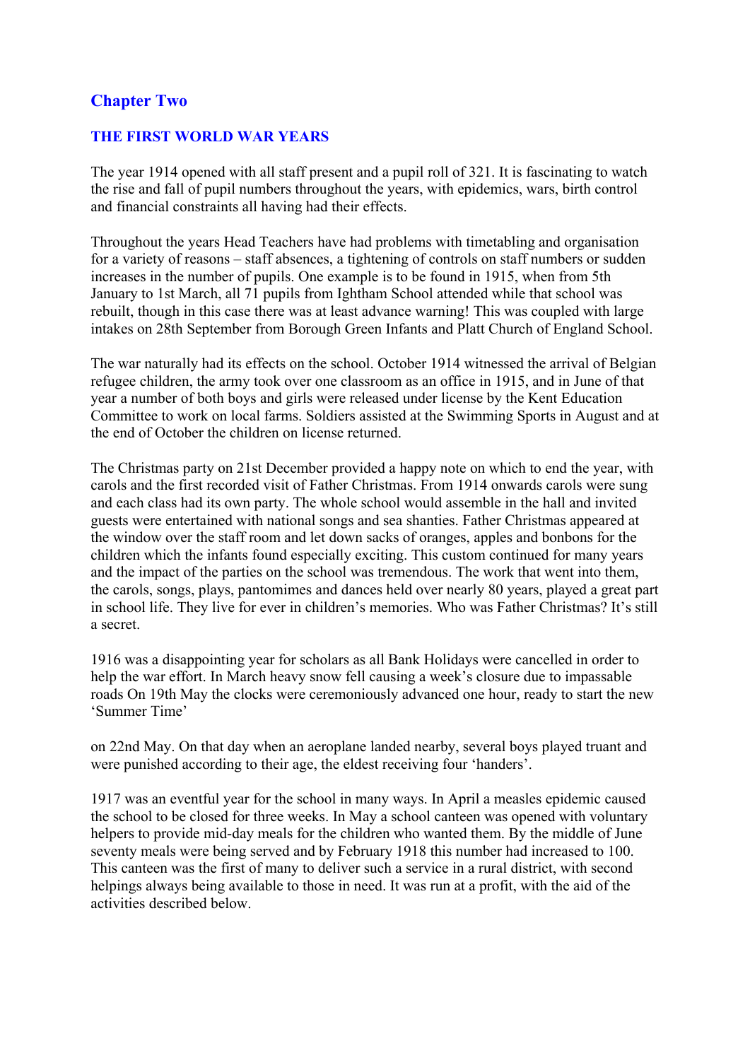## Chapter Two

### THE FIRST WORLD WAR YEARS

The year 1914 opened with all staff present and a pupil roll of 321. It is fascinating to watch the rise and fall of pupil numbers throughout the years, with epidemics, wars, birth control and financial constraints all having had their effects.

Throughout the years Head Teachers have had problems with timetabling and organisation for a variety of reasons – staff absences, a tightening of controls on staff numbers or sudden increases in the number of pupils. One example is to be found in 1915, when from 5th January to 1st March, all 71 pupils from Ightham School attended while that school was rebuilt, though in this case there was at least advance warning! This was coupled with large intakes on 28th September from Borough Green Infants and Platt Church of England School.

The war naturally had its effects on the school. October 1914 witnessed the arrival of Belgian refugee children, the army took over one classroom as an office in 1915, and in June of that year a number of both boys and girls were released under license by the Kent Education Committee to work on local farms. Soldiers assisted at the Swimming Sports in August and at the end of October the children on license returned.

The Christmas party on 21st December provided a happy note on which to end the year, with carols and the first recorded visit of Father Christmas. From 1914 onwards carols were sung and each class had its own party. The whole school would assemble in the hall and invited guests were entertained with national songs and sea shanties. Father Christmas appeared at the window over the staff room and let down sacks of oranges, apples and bonbons for the children which the infants found especially exciting. This custom continued for many years and the impact of the parties on the school was tremendous. The work that went into them, the carols, songs, plays, pantomimes and dances held over nearly 80 years, played a great part in school life. They live for ever in children's memories. Who was Father Christmas? It's still a secret.

1916 was a disappointing year for scholars as all Bank Holidays were cancelled in order to help the war effort. In March heavy snow fell causing a week's closure due to impassable roads On 19th May the clocks were ceremoniously advanced one hour, ready to start the new 'Summer Time'

on 22nd May. On that day when an aeroplane landed nearby, several boys played truant and were punished according to their age, the eldest receiving four 'handers'.

1917 was an eventful year for the school in many ways. In April a measles epidemic caused the school to be closed for three weeks. In May a school canteen was opened with voluntary helpers to provide mid-day meals for the children who wanted them. By the middle of June seventy meals were being served and by February 1918 this number had increased to 100. This canteen was the first of many to deliver such a service in a rural district, with second helpings always being available to those in need. It was run at a profit, with the aid of the activities described below.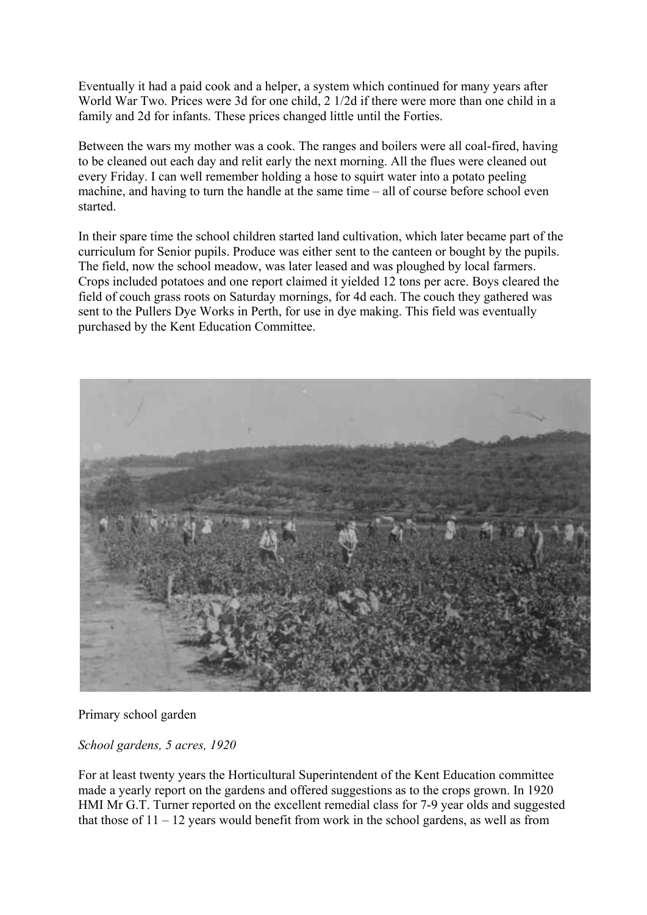Eventually it had a paid cook and a helper, a system which continued for many years after World War Two. Prices were 3d for one child, 2 1/2d if there were more than one child in a family and 2d for infants. These prices changed little until the Forties.

Between the wars my mother was a cook. The ranges and boilers were all coal-fired, having to be cleaned out each day and relit early the next morning. All the flues were cleaned out every Friday. I can well remember holding a hose to squirt water into a potato peeling machine, and having to turn the handle at the same time – all of course before school even started.

In their spare time the school children started land cultivation, which later became part of the curriculum for Senior pupils. Produce was either sent to the canteen or bought by the pupils. The field, now the school meadow, was later leased and was ploughed by local farmers. Crops included potatoes and one report claimed it yielded 12 tons per acre. Boys cleared the field of couch grass roots on Saturday mornings, for 4d each. The couch they gathered was sent to the Pullers Dye Works in Perth, for use in dye making. This field was eventually purchased by the Kent Education Committee.

Primary school garden

*School gardens, 5 acres, 1920*

For at least twenty years the Horticultural Superintendent of the Kent Education committee made a yearly report on the gardens and offered suggestions as to the crops grown. In 1920 HMI Mr G.T. Turner reported on the excellent remedial class for 7-9 year olds and suggested that those of 11 – 12 years would benefit from work in the school gardens, as well as from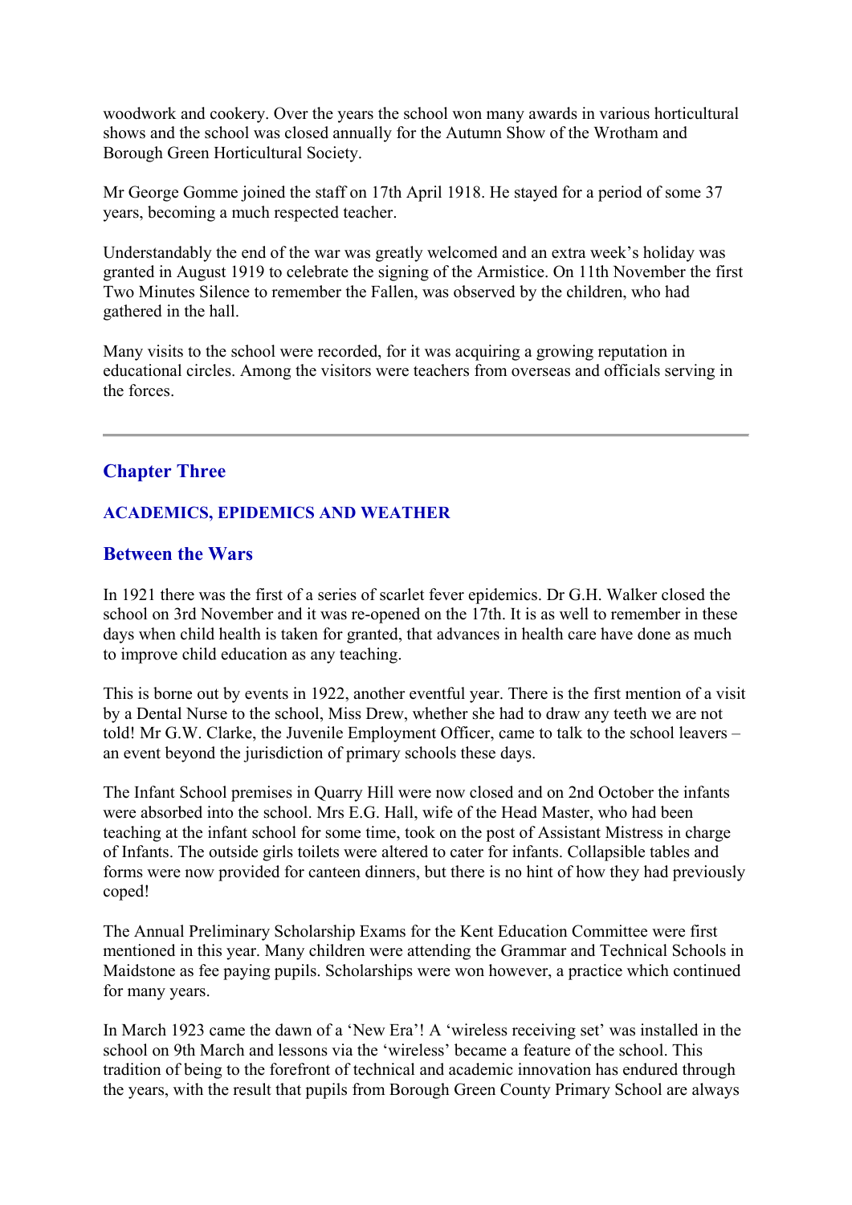woodwork and cookery. Over the years the school won many awards in various horticultural shows and the school was closed annually for the Autumn Show of the Wrotham and Borough Green Horticultural Society.

Mr George Gomme joined the staff on 17th April 1918. He stayed for a period of some 37 years, becoming a much respected teacher.

Understandably the end of the war was greatly welcomed and an extra week's holiday was granted in August 1919 to celebrate the signing of the Armistice. On 11th November the first Two Minutes Silence to remember the Fallen, was observed by the children, who had gathered in the hall.

Many visits to the school were recorded, for it was acquiring a growing reputation in educational circles. Among the visitors were teachers from overseas and officials serving in the forces.

---

## Chapter Three

### ACADEMICS, EPIDEMICS AND WEATHER

## Between the Wars

In 1921 there was the first of a series of scarlet fever epidemics. Dr G.H. Walker closed the school on 3rd November and it was re-opened on the 17th. It is as well to remember in these days when child health is taken for granted, that advances in health care have done as much to improve child education as any teaching.

This is borne out by events in 1922, another eventful year. There is the first mention of a visit by a Dental Nurse to the school, Miss Drew, whether she had to draw any teeth we are not told! Mr G.W. Clarke, the Juvenile Employment Officer, came to talk to the school leavers – an event beyond the jurisdiction of primary schools these days.

The Infant School premises in Quarry Hill were now closed and on 2nd October the infants were absorbed into the school. Mrs E.G. Hall, wife of the Head Master, who had been teaching at the infant school for some time, took on the post of Assistant Mistress in charge of Infants. The outside girls toilets were altered to cater for infants. Collapsible tables and forms were now provided for canteen dinners, but there is no hint of how they had previously coped!

The Annual Preliminary Scholarship Exams for the Kent Education Committee were first mentioned in this year. Many children were attending the Grammar and Technical Schools in Maidstone as fee paying pupils. Scholarships were won however, a practice which continued for many years.

In March 1923 came the dawn of a 'New Era'! A 'wireless receiving set' was installed in the school on 9th March and lessons via the 'wireless' became a feature of the school. This tradition of being to the forefront of technical and academic innovation has endured through the years, with the result that pupils from Borough Green County Primary School are always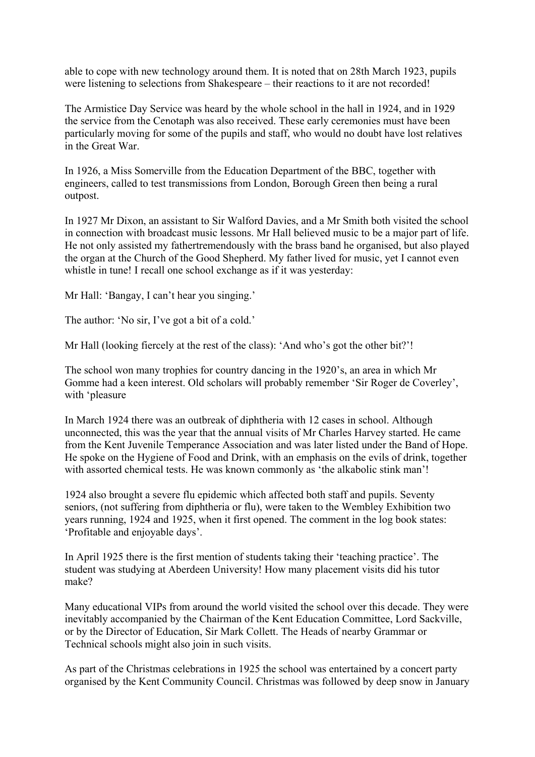able to cope with new technology around them. It is noted that on 28th March 1923, pupils were listening to selections from Shakespeare – their reactions to it are not recorded!

The Armistice Day Service was heard by the whole school in the hall in 1924, and in 1929 the service from the Cenotaph was also received. These early ceremonies must have been particularly moving for some of the pupils and staff, who would no doubt have lost relatives in the Great War.

In 1926, a Miss Somerville from the Education Department of the BBC, together with engineers, called to test transmissions from London, Borough Green then being a rural outpost.

In 1927 Mr Dixon, an assistant to Sir Walford Davies, and a Mr Smith both visited the school in connection with broadcast music lessons. Mr Hall believed music to be a major part of life. He not only assisted my fathertremendously with the brass band he organised, but also played the organ at the Church of the Good Shepherd. My father lived for music, yet I cannot even whistle in tune! I recall one school exchange as if it was yesterday:

Mr Hall: 'Bangay, I can't hear you singing.'

The author: 'No sir, I've got a bit of a cold.'

Mr Hall (looking fiercely at the rest of the class): 'And who's got the other bit?'!

The school won many trophies for country dancing in the 1920's, an area in which Mr Gomme had a keen interest. Old scholars will probably remember 'Sir Roger de Coverley', with 'pleasure

In March 1924 there was an outbreak of diphtheria with 12 cases in school. Although unconnected, this was the year that the annual visits of Mr Charles Harvey started. He came from the Kent Juvenile Temperance Association and was later listed under the Band of Hope. He spoke on the Hygiene of Food and Drink, with an emphasis on the evils of drink, together with assorted chemical tests. He was known commonly as 'the alkabolic stink man'!

1924 also brought a severe flu epidemic which affected both staff and pupils. Seventy seniors, (not suffering from diphtheria or flu), were taken to the Wembley Exhibition two years running, 1924 and 1925, when it first opened. The comment in the log book states: 'Profitable and enjoyable days'.

In April 1925 there is the first mention of students taking their 'teaching practice'. The student was studying at Aberdeen University! How many placement visits did his tutor make?

Many educational VIPs from around the world visited the school over this decade. They were inevitably accompanied by the Chairman of the Kent Education Committee, Lord Sackville, or by the Director of Education, Sir Mark Collett. The Heads of nearby Grammar or Technical schools might also join in such visits.

As part of the Christmas celebrations in 1925 the school was entertained by a concert party organised by the Kent Community Council. Christmas was followed by deep snow in January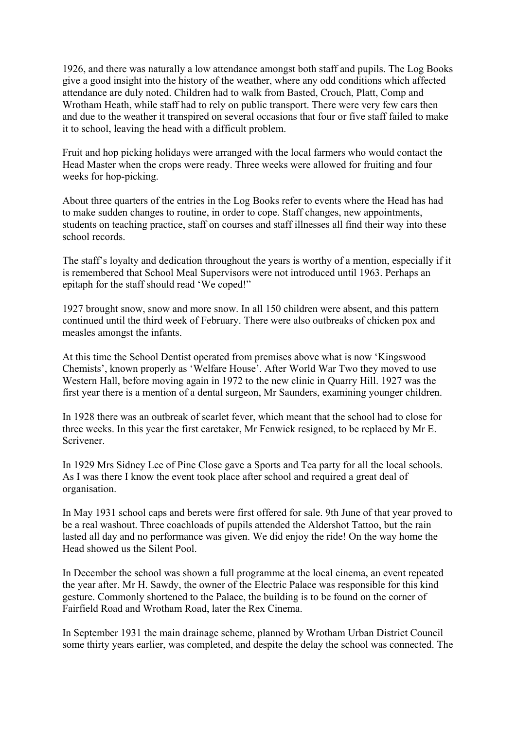1926, and there was naturally a low attendance amongst both staff and pupils. The Log Books give a good insight into the history of the weather, where any odd conditions which affected attendance are duly noted. Children had to walk from Basted, Crouch, Platt, Comp and Wrotham Heath, while staff had to rely on public transport. There were very few cars then and due to the weather it transpired on several occasions that four or five staff failed to make it to school, leaving the head with a difficult problem.

Fruit and hop picking holidays were arranged with the local farmers who would contact the Head Master when the crops were ready. Three weeks were allowed for fruiting and four weeks for hop-picking.

About three quarters of the entries in the Log Books refer to events where the Head has had to make sudden changes to routine, in order to cope. Staff changes, new appointments, students on teaching practice, staff on courses and staff illnesses all find their way into these school records.

The staff's loyalty and dedication throughout the years is worthy of a mention, especially if it is remembered that School Meal Supervisors were not introduced until 1963. Perhaps an epitaph for the staff should read 'We coped!"

1927 brought snow, snow and more snow. In all 150 children were absent, and this pattern continued until the third week of February. There were also outbreaks of chicken pox and measles amongst the infants.

At this time the School Dentist operated from premises above what is now 'Kingswood Chemists', known properly as 'Welfare House'. After World War Two they moved to use Western Hall, before moving again in 1972 to the new clinic in Quarry Hill. 1927 was the first year there is a mention of a dental surgeon, Mr Saunders, examining younger children.

In 1928 there was an outbreak of scarlet fever, which meant that the school had to close for three weeks. In this year the first caretaker, Mr Fenwick resigned, to be replaced by Mr E. Scrivener.

In 1929 Mrs Sidney Lee of Pine Close gave a Sports and Tea party for all the local schools. As I was there I know the event took place after school and required a great deal of organisation.

In May 1931 school caps and berets were first offered for sale. 9th June of that year proved to be a real washout. Three coachloads of pupils attended the Aldershot Tattoo, but the rain lasted all day and no performance was given. We did enjoy the ride! On the way home the Head showed us the Silent Pool.

In December the school was shown a full programme at the local cinema, an event repeated the year after. Mr H. Sawdy, the owner of the Electric Palace was responsible for this kind gesture. Commonly shortened to the Palace, the building is to be found on the corner of Fairfield Road and Wrotham Road, later the Rex Cinema.

In September 1931 the main drainage scheme, planned by Wrotham Urban District Council some thirty years earlier, was completed, and despite the delay the school was connected. The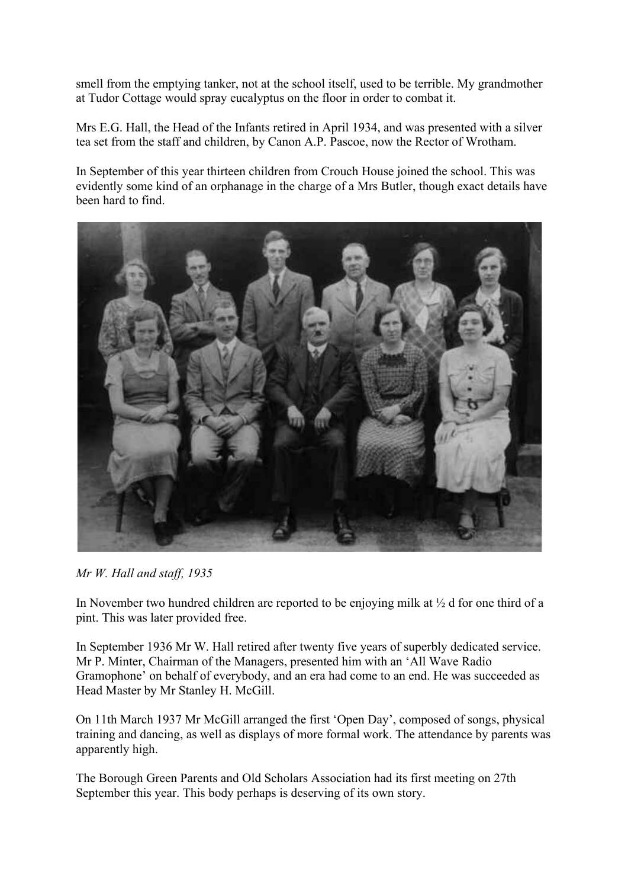smell from the emptying tanker, not at the school itself, used to be terrible. My grandmother at Tudor Cottage would spray eucalyptus on the floor in order to combat it.

Mrs E.G. Hall, the Head of the Infants retired in April 1934, and was presented with a silver tea set from the staff and children, by Canon A.P. Pascoe, now the Rector of Wrotham.

In September of this year thirteen children from Crouch House joined the school. This was evidently some kind of an orphanage in the charge of a Mrs Butler, though exact details have been hard to find.

*Mr W. Hall and staff, 1935*

In November two hundred children are reported to be enjoying milk at ½ d for one third of a pint. This was later provided free.

In September 1936 Mr W. Hall retired after twenty five years of superbly dedicated service. Mr P. Minter, Chairman of the Managers, presented him with an 'All Wave Radio Gramophone' on behalf of everybody, and an era had come to an end. He was succeeded as Head Master by Mr Stanley H. McGill.

On 11th March 1937 Mr McGill arranged the first 'Open Day', composed of songs, physical training and dancing, as well as displays of more formal work. The attendance by parents was apparently high.

The Borough Green Parents and Old Scholars Association had its first meeting on 27th September this year. This body perhaps is deserving of its own story.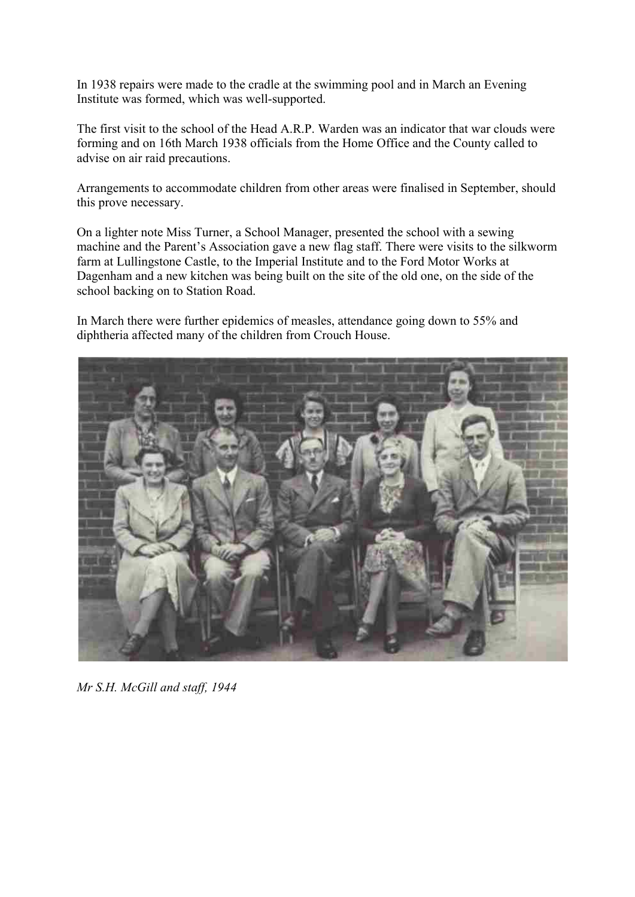In 1938 repairs were made to the cradle at the swimming pool and in March an Evening Institute was formed, which was well-supported.

The first visit to the school of the Head A.R.P. Warden was an indicator that war clouds were forming and on 16th March 1938 officials from the Home Office and the County called to advise on air raid precautions.

Arrangements to accommodate children from other areas were finalised in September, should this prove necessary.

On a lighter note Miss Turner, a School Manager, presented the school with a sewing machine and the Parent's Association gave a new flag staff. There were visits to the silkworm farm at Lullingstone Castle, to the Imperial Institute and to the Ford Motor Works at Dagenham and a new kitchen was being built on the site of the old one, on the side of the school backing on to Station Road.

In March there were further epidemics of measles, attendance going down to 55% and diphtheria affected many of the children from Crouch House.

*Mr S.H. McGill and staff, 1944*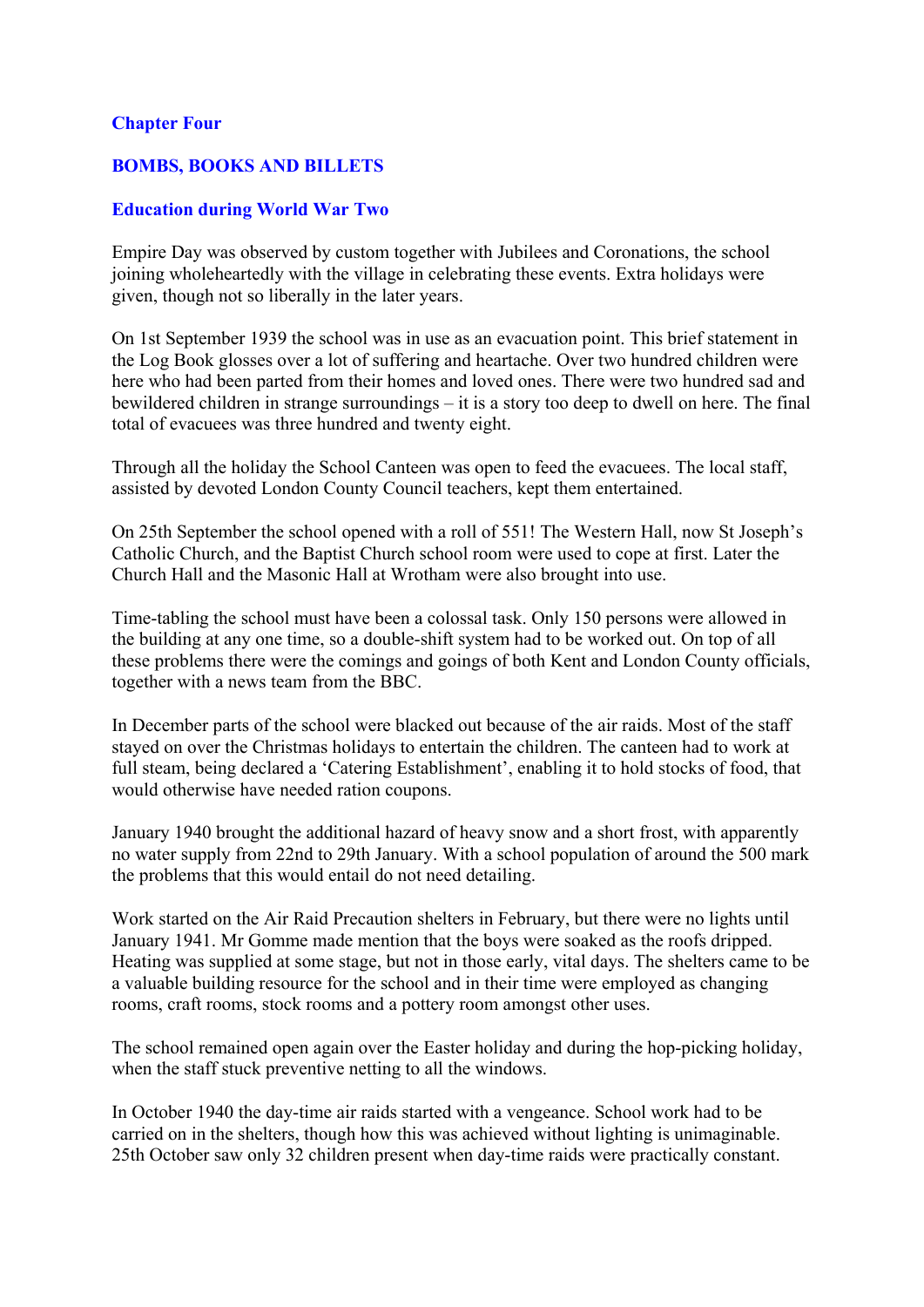## Chapter Four

## BOMBS, BOOKS AND BILLETS

### Education during World War Two

Empire Day was observed by custom together with Jubilees and Coronations, the school joining wholeheartedly with the village in celebrating these events. Extra holidays were given, though not so liberally in the later years.

On 1st September 1939 the school was in use as an evacuation point. This brief statement in the Log Book glosses over a lot of suffering and heartache. Over two hundred children were here who had been parted from their homes and loved ones. There were two hundred sad and bewildered children in strange surroundings – it is a story too deep to dwell on here. The final total of evacuees was three hundred and twenty eight.

Through all the holiday the School Canteen was open to feed the evacuees. The local staff, assisted by devoted London County Council teachers, kept them entertained.

On 25th September the school opened with a roll of 551! The Western Hall, now St Joseph's Catholic Church, and the Baptist Church school room were used to cope at first. Later the Church Hall and the Masonic Hall at Wrotham were also brought into use.

Time-tabling the school must have been a colossal task. Only 150 persons were allowed in the building at any one time, so a double-shift system had to be worked out. On top of all these problems there were the comings and goings of both Kent and London County officials, together with a news team from the BBC.

In December parts of the school were blacked out because of the air raids. Most of the staff stayed on over the Christmas holidays to entertain the children. The canteen had to work at full steam, being declared a 'Catering Establishment', enabling it to hold stocks of food, that would otherwise have needed ration coupons.

January 1940 brought the additional hazard of heavy snow and a short frost, with apparently no water supply from 22nd to 29th January. With a school population of around the 500 mark the problems that this would entail do not need detailing.

Work started on the Air Raid Precaution shelters in February, but there were no lights until January 1941. Mr Gomme made mention that the boys were soaked as the roofs dripped. Heating was supplied at some stage, but not in those early, vital days. The shelters came to be a valuable building resource for the school and in their time were employed as changing rooms, craft rooms, stock rooms and a pottery room amongst other uses.

The school remained open again over the Easter holiday and during the hop-picking holiday, when the staff stuck preventive netting to all the windows.

In October 1940 the day-time air raids started with a vengeance. School work had to be carried on in the shelters, though how this was achieved without lighting is unimaginable. 25th October saw only 32 children present when day-time raids were practically constant.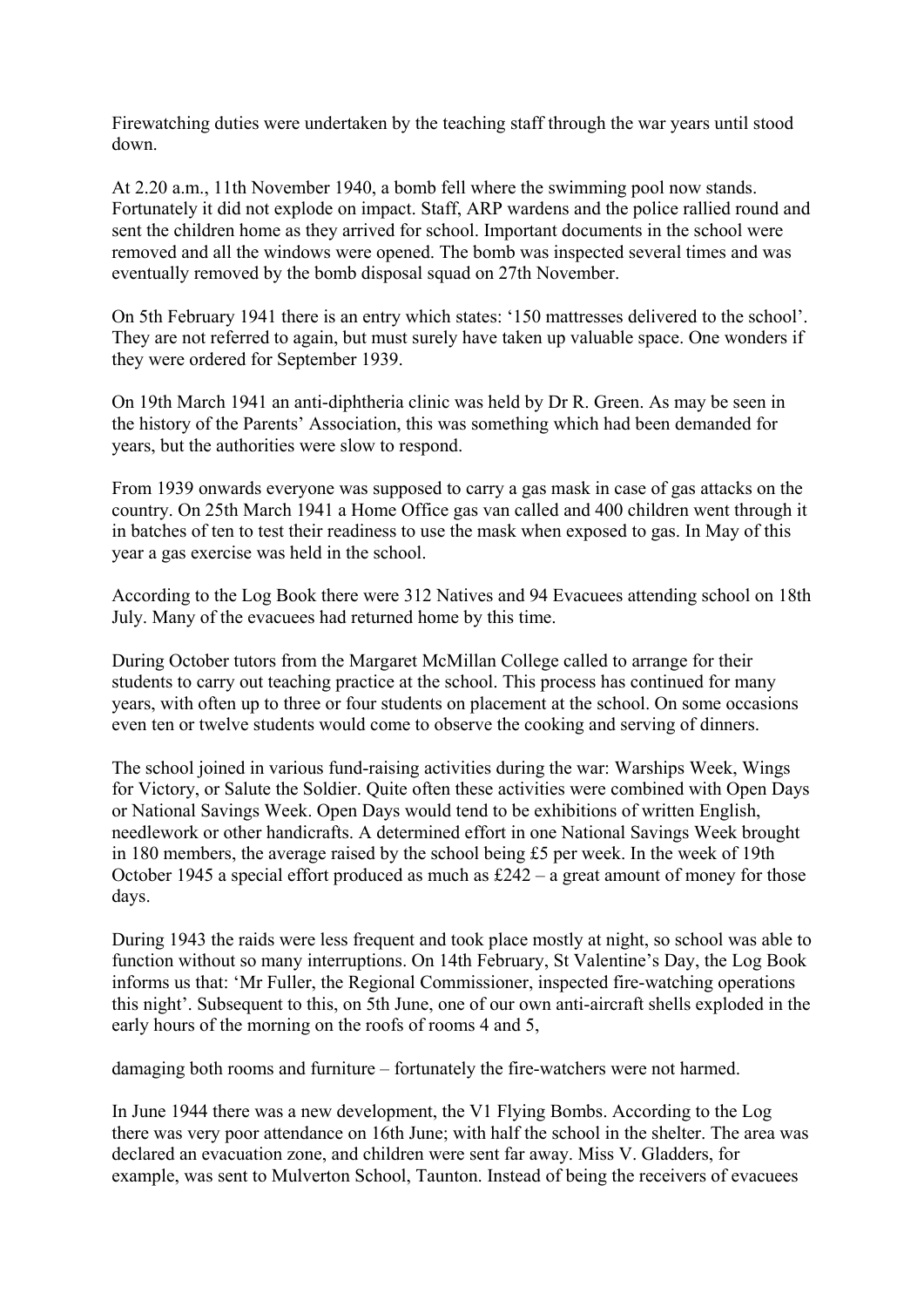Firewatching duties were undertaken by the teaching staff through the war years until stood down.

At 2.20 a.m., 11th November 1940, a bomb fell where the swimming pool now stands. Fortunately it did not explode on impact. Staff, ARP wardens and the police rallied round and sent the children home as they arrived for school. Important documents in the school were removed and all the windows were opened. The bomb was inspected several times and was eventually removed by the bomb disposal squad on 27th November.

On 5th February 1941 there is an entry which states: '150 mattresses delivered to the school'. They are not referred to again, but must surely have taken up valuable space. One wonders if they were ordered for September 1939.

On 19th March 1941 an anti-diphtheria clinic was held by Dr R. Green. As may be seen in the history of the Parents' Association, this was something which had been demanded for years, but the authorities were slow to respond.

From 1939 onwards everyone was supposed to carry a gas mask in case of gas attacks on the country. On 25th March 1941 a Home Office gas van called and 400 children went through it in batches of ten to test their readiness to use the mask when exposed to gas. In May of this year a gas exercise was held in the school.

According to the Log Book there were 312 Natives and 94 Evacuees attending school on 18th July. Many of the evacuees had returned home by this time.

During October tutors from the Margaret McMillan College called to arrange for their students to carry out teaching practice at the school. This process has continued for many years, with often up to three or four students on placement at the school. On some occasions even ten or twelve students would come to observe the cooking and serving of dinners.

The school joined in various fund-raising activities during the war: Warships Week, Wings for Victory, or Salute the Soldier. Quite often these activities were combined with Open Days or National Savings Week. Open Days would tend to be exhibitions of written English, needlework or other handicrafts. A determined effort in one National Savings Week brought in 180 members, the average raised by the school being £5 per week. In the week of 19th October 1945 a special effort produced as much as £242 – a great amount of money for those days.

During 1943 the raids were less frequent and took place mostly at night, so school was able to function without so many interruptions. On 14th February, St Valentine's Day, the Log Book informs us that: 'Mr Fuller, the Regional Commissioner, inspected fire-watching operations this night'. Subsequent to this, on 5th June, one of our own anti-aircraft shells exploded in the early hours of the morning on the roofs of rooms 4 and 5, damaging both rooms and furniture – fortunately the fire-watchers were not harmed.

In June 1944 there was a new development, the V1 Flying Bombs. According to the Log there was very poor attendance on 16th June; with half the school in the shelter. The area was declared an evacuation zone, and children were sent far away. Miss V. Gladders, for example, was sent to Mulverton School, Taunton. Instead of being the receivers of evacuees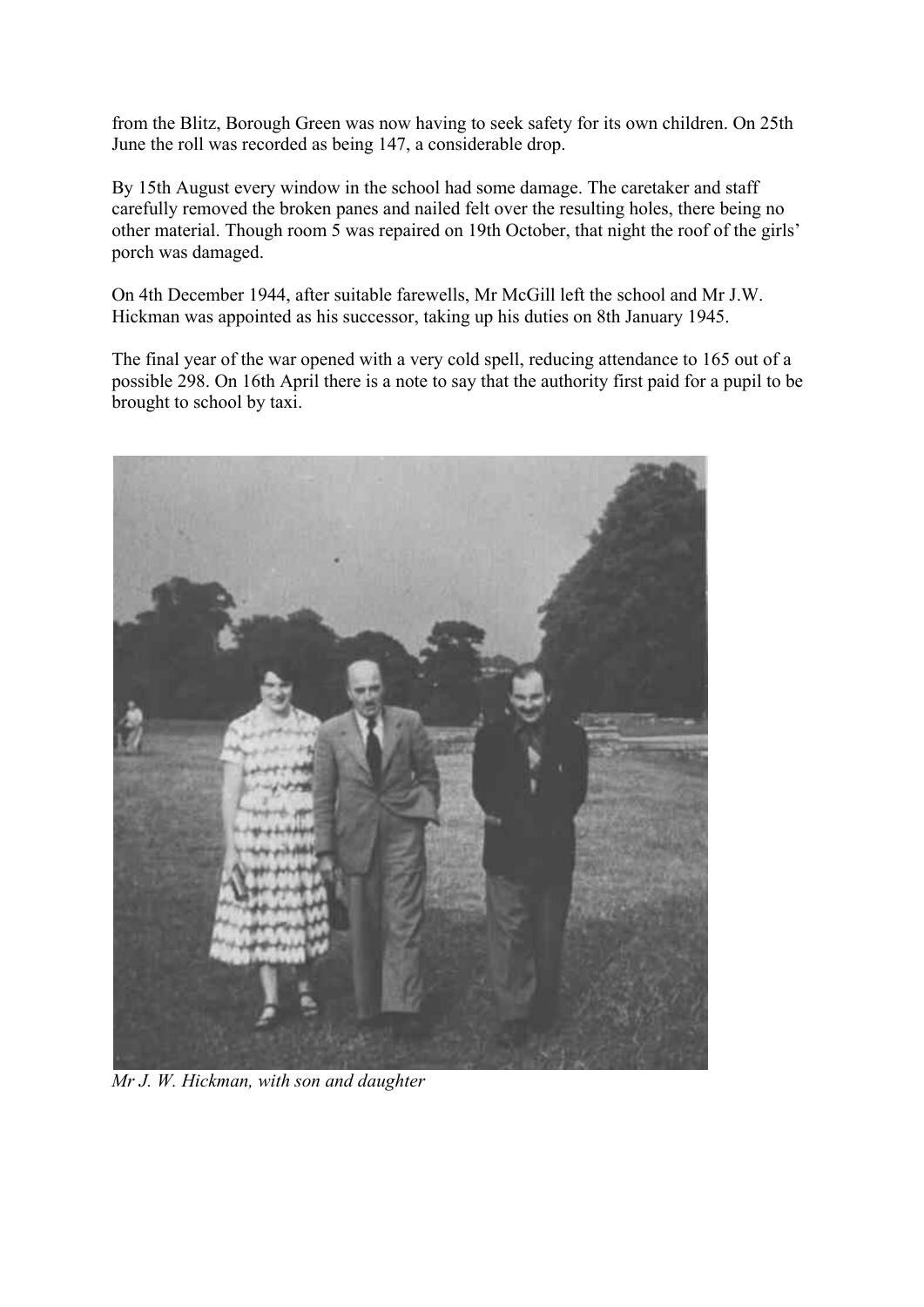from the Blitz, Borough Green was now having to seek safety for its own children. On 25th June the roll was recorded as being 147, a considerable drop.

By 15th August every window in the school had some damage. The caretaker and staff carefully removed the broken panes and nailed felt over the resulting holes, there being no other material. Though room 5 was repaired on 19th October, that night the roof of the girls' porch was damaged.

On 4th December 1944, after suitable farewells, Mr McGill left the school and Mr J.W. Hickman was appointed as his successor, taking up his duties on 8th January 1945.

The final year of the war opened with a very cold spell, reducing attendance to 165 out of a possible 298. On 16th April there is a note to say that the authority first paid for a pupil to be brought to school by taxi.

*Mr J. W. Hickman, with son and daughter*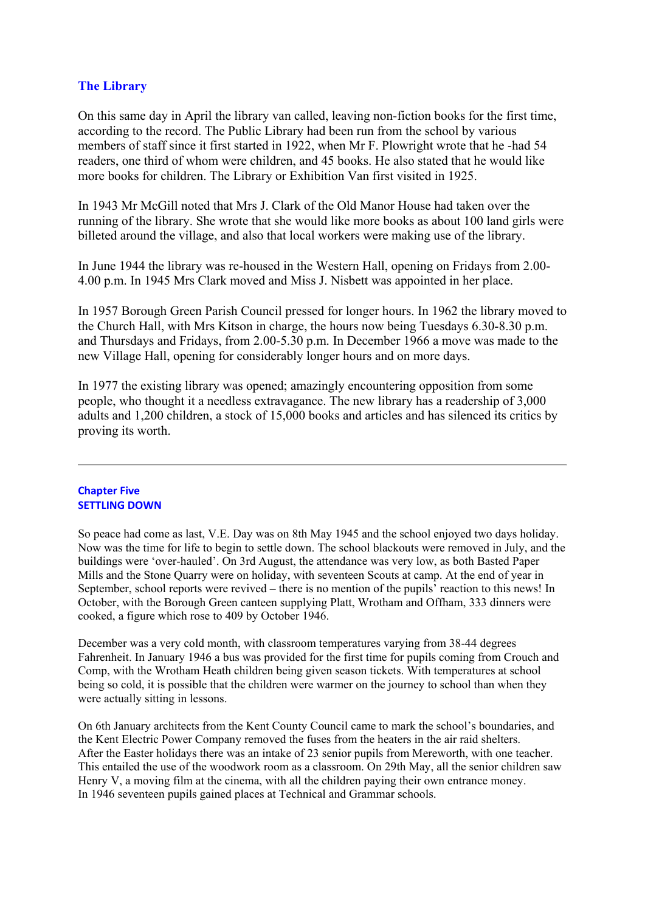## The Library

On this same day in April the library van called, leaving non-fiction books for the first time, according to the record. The Public Library had been run from the school by various members of staff since it first started in 1922, when Mr F. Plowright wrote that he -had 54 readers, one third of whom were children, and 45 books. He also stated that he would like more books for children. The Library or Exhibition Van first visited in 1925.

In 1943 Mr McGill noted that Mrs J. Clark of the Old Manor House had taken over the running of the library. She wrote that she would like more books as about 100 land girls were billeted around the village, and also that local workers were making use of the library.

In June 1944 the library was re-housed in the Western Hall, opening on Fridays from 2.00-4.00 p.m. In 1945 Mrs Clark moved and Miss J. Nisbett was appointed in her place.

In 1957 Borough Green Parish Council pressed for longer hours. In 1962 the library moved to the Church Hall, with Mrs Kitson in charge, the hours now being Tuesdays 6.30-8.30 p.m. and Thursdays and Fridays, from 2.00-5.30 p.m. In December 1966 a move was made to the new Village Hall, opening for considerably longer hours and on more days.

In 1977 the existing library was opened; amazingly encountering opposition from some people, who thought it a needless extravagance. The new library has a readership of 3,000 adults and 1,200 children, a stock of 15,000 books and articles and has silenced its critics by proving its worth.

---

## Chapter Five
## SETTLING DOWN

So peace had come as last, V.E. Day was on 8th May 1945 and the school enjoyed two days holiday. Now was the time for life to begin to settle down. The school blackouts were removed in July, and the buildings were 'over-hauled'. On 3rd August, the attendance was very low, as both Basted Paper Mills and the Stone Quarry were on holiday, with seventeen Scouts at camp. At the end of year in September, school reports were revived – there is no mention of the pupils' reaction to this news! In October, with the Borough Green canteen supplying Platt, Wrotham and Offham, 333 dinners were cooked, a figure which rose to 409 by October 1946.

December was a very cold month, with classroom temperatures varying from 38-44 degrees Fahrenheit. In January 1946 a bus was provided for the first time for pupils coming from Crouch and Comp, with the Wrotham Heath children being given season tickets. With temperatures at school being so cold, it is possible that the children were warmer on the journey to school than when they were actually sitting in lessons.

On 6th January architects from the Kent County Council came to mark the school's boundaries, and the Kent Electric Power Company removed the fuses from the heaters in the air raid shelters.
After the Easter holidays there was an intake of 23 senior pupils from Mereworth, with one teacher. This entailed the use of the woodwork room as a classroom. On 29th May, all the senior children saw Henry V, a moving film at the cinema, with all the children paying their own entrance money.
In 1946 seventeen pupils gained places at Technical and Grammar schools.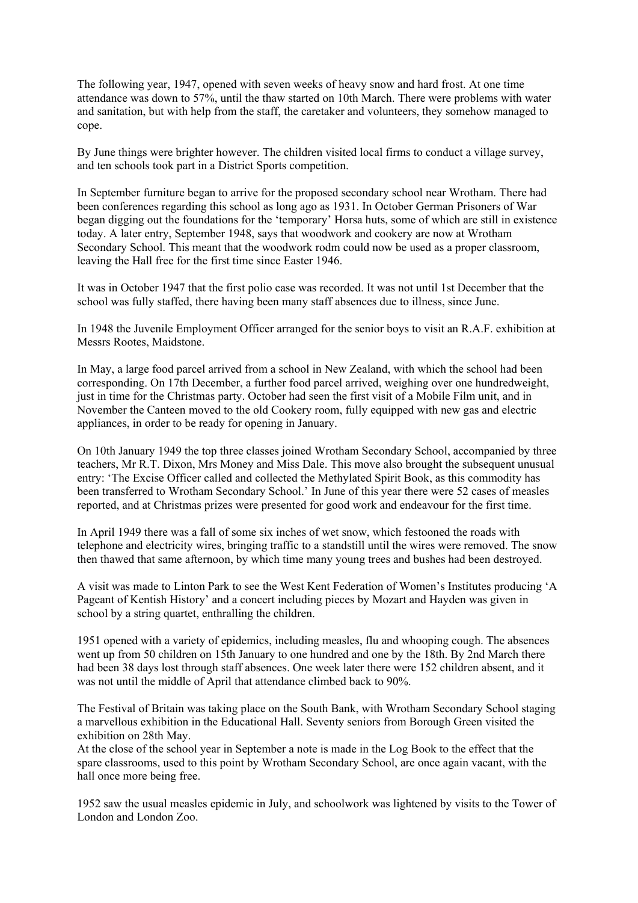The following year, 1947, opened with seven weeks of heavy snow and hard frost. At one time attendance was down to 57%, until the thaw started on 10th March. There were problems with water and sanitation, but with help from the staff, the caretaker and volunteers, they somehow managed to cope.

By June things were brighter however. The children visited local firms to conduct a village survey, and ten schools took part in a District Sports competition.

In September furniture began to arrive for the proposed secondary school near Wrotham. There had been conferences regarding this school as long ago as 1931. In October German Prisoners of War began digging out the foundations for the 'temporary' Horsa huts, some of which are still in existence today. A later entry, September 1948, says that woodwork and cookery are now at Wrotham Secondary School. This meant that the woodwork rodm could now be used as a proper classroom, leaving the Hall free for the first time since Easter 1946.

It was in October 1947 that the first polio case was recorded. It was not until 1st December that the school was fully staffed, there having been many staff absences due to illness, since June.

In 1948 the Juvenile Employment Officer arranged for the senior boys to visit an R.A.F. exhibition at Messrs Rootes, Maidstone.

In May, a large food parcel arrived from a school in New Zealand, with which the school had been corresponding. On 17th December, a further food parcel arrived, weighing over one hundredweight, just in time for the Christmas party. October had seen the first visit of a Mobile Film unit, and in November the Canteen moved to the old Cookery room, fully equipped with new gas and electric appliances, in order to be ready for opening in January.

On 10th January 1949 the top three classes joined Wrotham Secondary School, accompanied by three teachers, Mr R.T. Dixon, Mrs Money and Miss Dale. This move also brought the subsequent unusual entry: 'The Excise Officer called and collected the Methylated Spirit Book, as this commodity has been transferred to Wrotham Secondary School.' In June of this year there were 52 cases of measles reported, and at Christmas prizes were presented for good work and endeavour for the first time.

In April 1949 there was a fall of some six inches of wet snow, which festooned the roads with telephone and electricity wires, bringing traffic to a standstill until the wires were removed. The snow then thawed that same afternoon, by which time many young trees and bushes had been destroyed.

A visit was made to Linton Park to see the West Kent Federation of Women's Institutes producing 'A Pageant of Kentish History' and a concert including pieces by Mozart and Hayden was given in school by a string quartet, enthralling the children.

1951 opened with a variety of epidemics, including measles, flu and whooping cough. The absences went up from 50 children on 15th January to one hundred and one by the 18th. By 2nd March there had been 38 days lost through staff absences. One week later there were 152 children absent, and it was not until the middle of April that attendance climbed back to 90%.

The Festival of Britain was taking place on the South Bank, with Wrotham Secondary School staging a marvellous exhibition in the Educational Hall. Seventy seniors from Borough Green visited the exhibition on 28th May.
At the close of the school year in September a note is made in the Log Book to the effect that the spare classrooms, used to this point by Wrotham Secondary School, are once again vacant, with the hall once more being free.

1952 saw the usual measles epidemic in July, and schoolwork was lightened by visits to the Tower of London and London Zoo.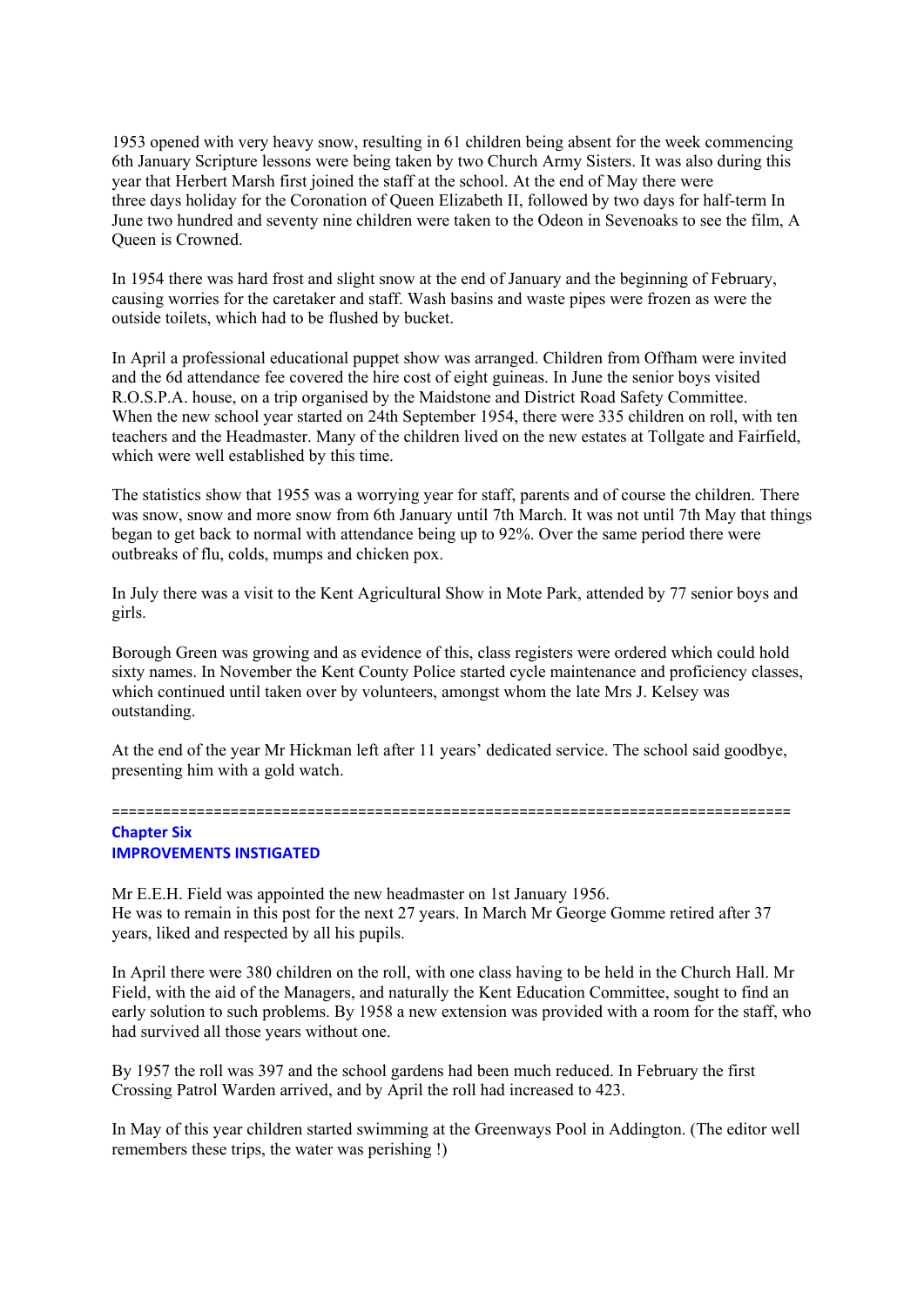1953 opened with very heavy snow, resulting in 61 children being absent for the week commencing 6th January Scripture lessons were being taken by two Church Army Sisters. It was also during this year that Herbert Marsh first joined the staff at the school. At the end of May there were three days holiday for the Coronation of Queen Elizabeth II, followed by two days for half-term In June two hundred and seventy nine children were taken to the Odeon in Sevenoaks to see the film, A Queen is Crowned.

In 1954 there was hard frost and slight snow at the end of January and the beginning of February, causing worries for the caretaker and staff. Wash basins and waste pipes were frozen as were the outside toilets, which had to be flushed by bucket.

In April a professional educational puppet show was arranged. Children from Offham were invited and the 6d attendance fee covered the hire cost of eight guineas. In June the senior boys visited R.O.S.P.A. house, on a trip organised by the Maidstone and District Road Safety Committee. When the new school year started on 24th September 1954, there were 335 children on roll, with ten teachers and the Headmaster. Many of the children lived on the new estates at Tollgate and Fairfield, which were well established by this time.

The statistics show that 1955 was a worrying year for staff, parents and of course the children. There was snow, snow and more snow from 6th January until 7th March. It was not until 7th May that things began to get back to normal with attendance being up to 92%. Over the same period there were outbreaks of flu, colds, mumps and chicken pox.

In July there was a visit to the Kent Agricultural Show in Mote Park, attended by 77 senior boys and girls.

Borough Green was growing and as evidence of this, class registers were ordered which could hold sixty names. In November the Kent County Police started cycle maintenance and proficiency classes, which continued until taken over by volunteers, amongst whom the late Mrs J. Kelsey was outstanding.

At the end of the year Mr Hickman left after 11 years' dedicated service. The school said goodbye, presenting him with a gold watch.

================================================================================

## Chapter Six
## IMPROVEMENTS INSTIGATED

Mr E.E.H. Field was appointed the new headmaster on 1st January 1956.
He was to remain in this post for the next 27 years. In March Mr George Gomme retired after 37 years, liked and respected by all his pupils.

In April there were 380 children on the roll, with one class having to be held in the Church Hall. Mr Field, with the aid of the Managers, and naturally the Kent Education Committee, sought to find an early solution to such problems. By 1958 a new extension was provided with a room for the staff, who had survived all those years without one.

By 1957 the roll was 397 and the school gardens had been much reduced. In February the first Crossing Patrol Warden arrived, and by April the roll had increased to 423.

In May of this year children started swimming at the Greenways Pool in Addington. (The editor well remembers these trips, the water was perishing !)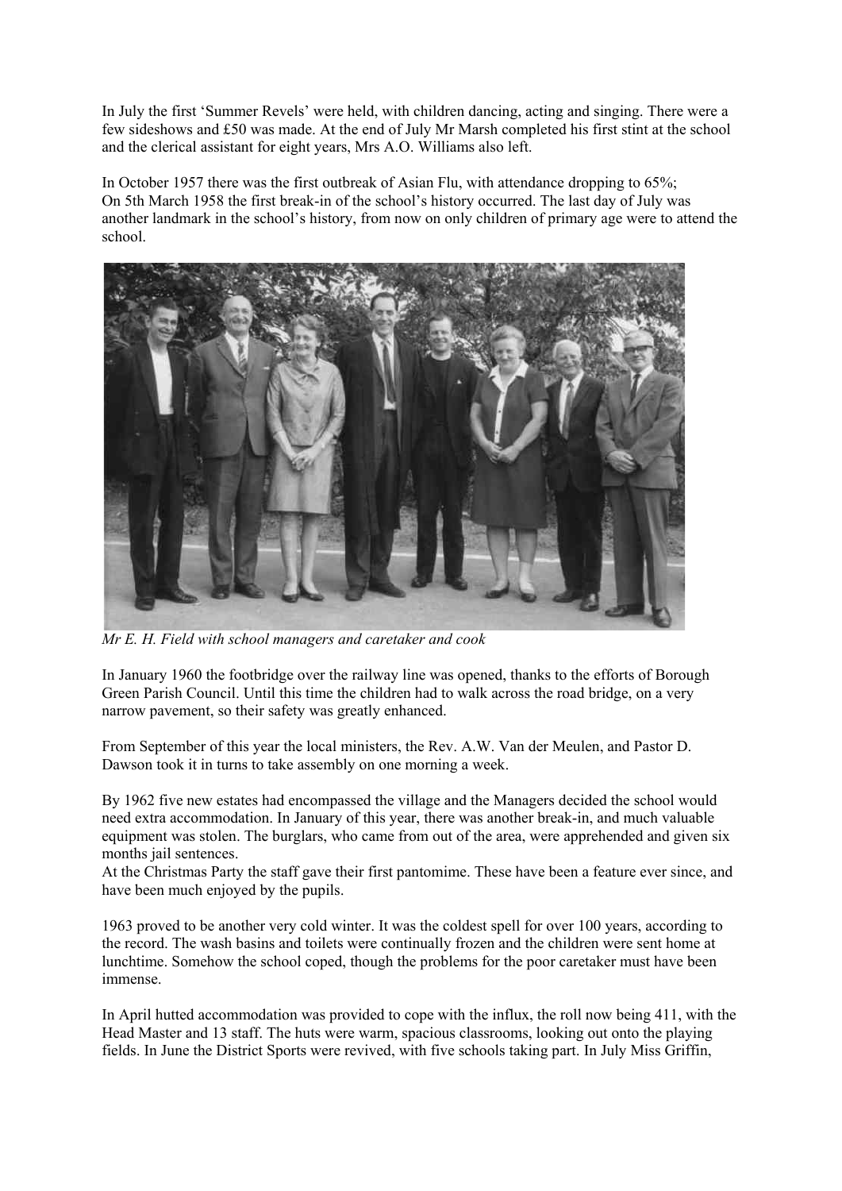In July the first 'Summer Revels' were held, with children dancing, acting and singing. There were a few sideshows and £50 was made. At the end of July Mr Marsh completed his first stint at the school and the clerical assistant for eight years, Mrs A.O. Williams also left.

In October 1957 there was the first outbreak of Asian Flu, with attendance dropping to 65%; On 5th March 1958 the first break-in of the school's history occurred. The last day of July was another landmark in the school's history, from now on only children of primary age were to attend the school.

*Mr E. H. Field with school managers and caretaker and cook*

In January 1960 the footbridge over the railway line was opened, thanks to the efforts of Borough Green Parish Council. Until this time the children had to walk across the road bridge, on a very narrow pavement, so their safety was greatly enhanced.

From September of this year the local ministers, the Rev. A.W. Van der Meulen, and Pastor D. Dawson took it in turns to take assembly on one morning a week.

By 1962 five new estates had encompassed the village and the Managers decided the school would need extra accommodation. In January of this year, there was another break-in, and much valuable equipment was stolen. The burglars, who came from out of the area, were apprehended and given six months jail sentences.

At the Christmas Party the staff gave their first pantomime. These have been a feature ever since, and have been much enjoyed by the pupils.

1963 proved to be another very cold winter. It was the coldest spell for over 100 years, according to the record. The wash basins and toilets were continually frozen and the children were sent home at lunchtime. Somehow the school coped, though the problems for the poor caretaker must have been immense.

In April hutted accommodation was provided to cope with the influx, the roll now being 411, with the Head Master and 13 staff. The huts were warm, spacious classrooms, looking out onto the playing fields. In June the District Sports were revived, with five schools taking part. In July Miss Griffin,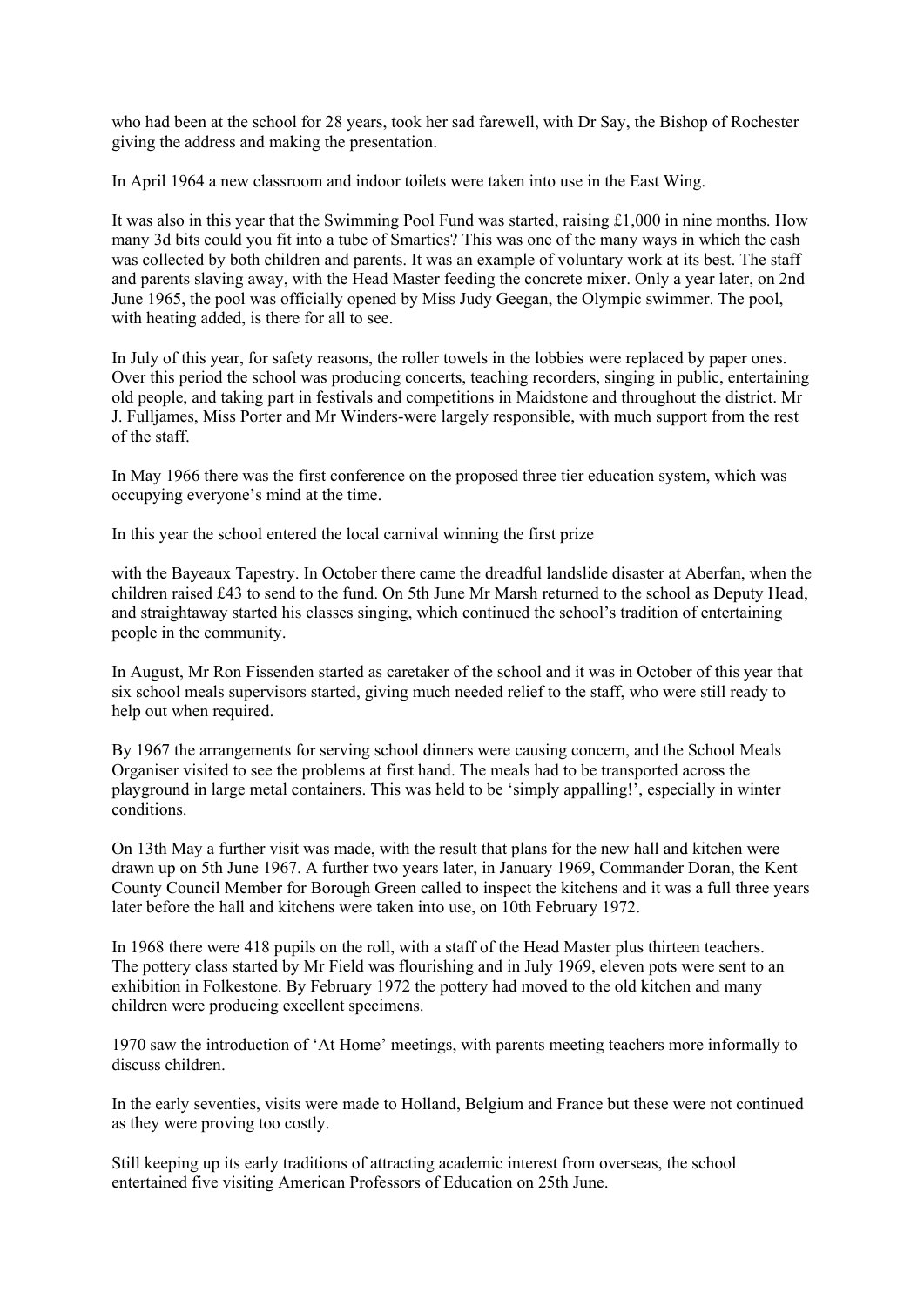who had been at the school for 28 years, took her sad farewell, with Dr Say, the Bishop of Rochester giving the address and making the presentation.

In April 1964 a new classroom and indoor toilets were taken into use in the East Wing.

It was also in this year that the Swimming Pool Fund was started, raising £1,000 in nine months. How many 3d bits could you fit into a tube of Smarties? This was one of the many ways in which the cash was collected by both children and parents. It was an example of voluntary work at its best. The staff and parents slaving away, with the Head Master feeding the concrete mixer. Only a year later, on 2nd June 1965, the pool was officially opened by Miss Judy Geegan, the Olympic swimmer. The pool, with heating added, is there for all to see.

In July of this year, for safety reasons, the roller towels in the lobbies were replaced by paper ones. Over this period the school was producing concerts, teaching recorders, singing in public, entertaining old people, and taking part in festivals and competitions in Maidstone and throughout the district. Mr J. Fulljames, Miss Porter and Mr Winders-were largely responsible, with much support from the rest of the staff.

In May 1966 there was the first conference on the proposed three tier education system, which was occupying everyone's mind at the time.

In this year the school entered the local carnival winning the first prize

with the Bayeaux Tapestry. In October there came the dreadful landslide disaster at Aberfan, when the children raised £43 to send to the fund. On 5th June Mr Marsh returned to the school as Deputy Head, and straightaway started his classes singing, which continued the school's tradition of entertaining people in the community.

In August, Mr Ron Fissenden started as caretaker of the school and it was in October of this year that six school meals supervisors started, giving much needed relief to the staff, who were still ready to help out when required.

By 1967 the arrangements for serving school dinners were causing concern, and the School Meals Organiser visited to see the problems at first hand. The meals had to be transported across the playground in large metal containers. This was held to be 'simply appalling!', especially in winter conditions.

On 13th May a further visit was made, with the result that plans for the new hall and kitchen were drawn up on 5th June 1967. A further two years later, in January 1969, Commander Doran, the Kent County Council Member for Borough Green called to inspect the kitchens and it was a full three years later before the hall and kitchens were taken into use, on 10th February 1972.

In 1968 there were 418 pupils on the roll, with a staff of the Head Master plus thirteen teachers. The pottery class started by Mr Field was flourishing and in July 1969, eleven pots were sent to an exhibition in Folkestone. By February 1972 the pottery had moved to the old kitchen and many children were producing excellent specimens.

1970 saw the introduction of 'At Home' meetings, with parents meeting teachers more informally to discuss children.

In the early seventies, visits were made to Holland, Belgium and France but these were not continued as they were proving too costly.

Still keeping up its early traditions of attracting academic interest from overseas, the school entertained five visiting American Professors of Education on 25th June.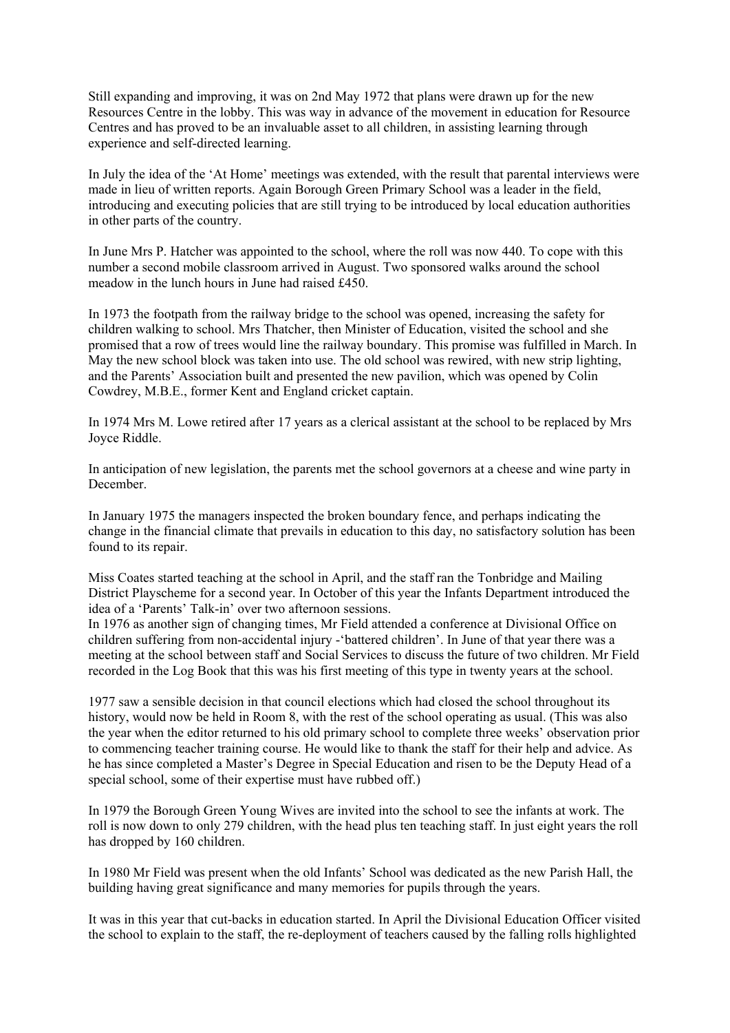Still expanding and improving, it was on 2nd May 1972 that plans were drawn up for the new Resources Centre in the lobby. This was way in advance of the movement in education for Resource Centres and has proved to be an invaluable asset to all children, in assisting learning through experience and self-directed learning.

In July the idea of the 'At Home' meetings was extended, with the result that parental interviews were made in lieu of written reports. Again Borough Green Primary School was a leader in the field, introducing and executing policies that are still trying to be introduced by local education authorities in other parts of the country.

In June Mrs P. Hatcher was appointed to the school, where the roll was now 440. To cope with this number a second mobile classroom arrived in August. Two sponsored walks around the school meadow in the lunch hours in June had raised £450.

In 1973 the footpath from the railway bridge to the school was opened, increasing the safety for children walking to school. Mrs Thatcher, then Minister of Education, visited the school and she promised that a row of trees would line the railway boundary. This promise was fulfilled in March. In May the new school block was taken into use. The old school was rewired, with new strip lighting, and the Parents' Association built and presented the new pavilion, which was opened by Colin Cowdrey, M.B.E., former Kent and England cricket captain.

In 1974 Mrs M. Lowe retired after 17 years as a clerical assistant at the school to be replaced by Mrs Joyce Riddle.

In anticipation of new legislation, the parents met the school governors at a cheese and wine party in December.

In January 1975 the managers inspected the broken boundary fence, and perhaps indicating the change in the financial climate that prevails in education to this day, no satisfactory solution has been found to its repair.

Miss Coates started teaching at the school in April, and the staff ran the Tonbridge and Mailing District Playscheme for a second year. In October of this year the Infants Department introduced the idea of a 'Parents' Talk-in' over two afternoon sessions.
In 1976 as another sign of changing times, Mr Field attended a conference at Divisional Office on children suffering from non-accidental injury -'battered children'. In June of that year there was a meeting at the school between staff and Social Services to discuss the future of two children. Mr Field recorded in the Log Book that this was his first meeting of this type in twenty years at the school.

1977 saw a sensible decision in that council elections which had closed the school throughout its history, would now be held in Room 8, with the rest of the school operating as usual. (This was also the year when the editor returned to his old primary school to complete three weeks' observation prior to commencing teacher training course. He would like to thank the staff for their help and advice. As he has since completed a Master's Degree in Special Education and risen to be the Deputy Head of a special school, some of their expertise must have rubbed off.)

In 1979 the Borough Green Young Wives are invited into the school to see the infants at work. The roll is now down to only 279 children, with the head plus ten teaching staff. In just eight years the roll has dropped by 160 children.

In 1980 Mr Field was present when the old Infants' School was dedicated as the new Parish Hall, the building having great significance and many memories for pupils through the years.

It was in this year that cut-backs in education started. In April the Divisional Education Officer visited the school to explain to the staff, the re-deployment of teachers caused by the falling rolls highlighted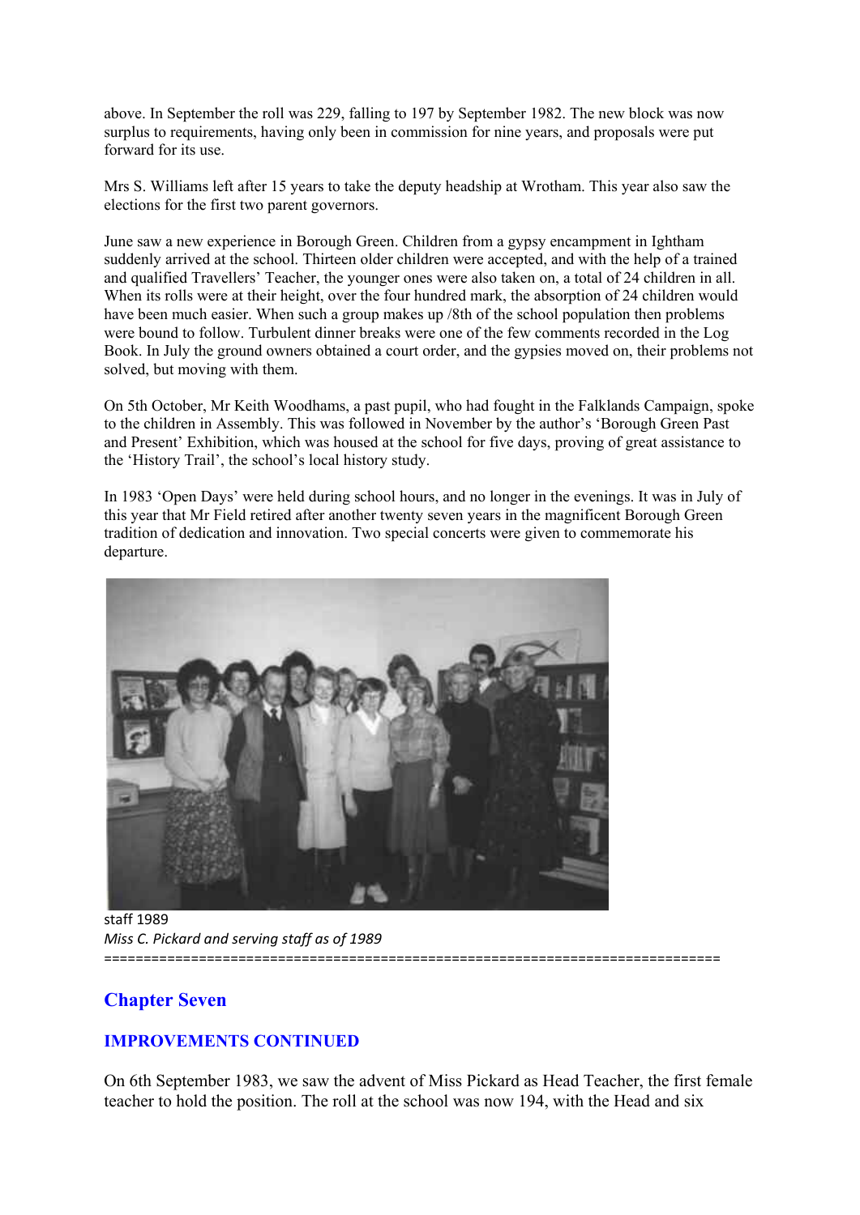above. In September the roll was 229, falling to 197 by September 1982. The new block was now surplus to requirements, having only been in commission for nine years, and proposals were put forward for its use.

Mrs S. Williams left after 15 years to take the deputy headship at Wrotham. This year also saw the elections for the first two parent governors.

June saw a new experience in Borough Green. Children from a gypsy encampment in Ightham suddenly arrived at the school. Thirteen older children were accepted, and with the help of a trained and qualified Travellers' Teacher, the younger ones were also taken on, a total of 24 children in all. When its rolls were at their height, over the four hundred mark, the absorption of 24 children would have been much easier. When such a group makes up /8th of the school population then problems were bound to follow. Turbulent dinner breaks were one of the few comments recorded in the Log Book. In July the ground owners obtained a court order, and the gypsies moved on, their problems not solved, but moving with them.

On 5th October, Mr Keith Woodhams, a past pupil, who had fought in the Falklands Campaign, spoke to the children in Assembly. This was followed in November by the author's 'Borough Green Past and Present' Exhibition, which was housed at the school for five days, proving of great assistance to the 'History Trail', the school's local history study.

In 1983 'Open Days' were held during school hours, and no longer in the evenings. It was in July of this year that Mr Field retired after another twenty seven years in the magnificent Borough Green tradition of dedication and innovation. Two special concerts were given to commemorate his departure.

staff 1989

*Miss C. Pickard and serving staff as of 1989*

===========================================================================

## Chapter Seven

### IMPROVEMENTS CONTINUED

On 6th September 1983, we saw the advent of Miss Pickard as Head Teacher, the first female teacher to hold the position. The roll at the school was now 194, with the Head and six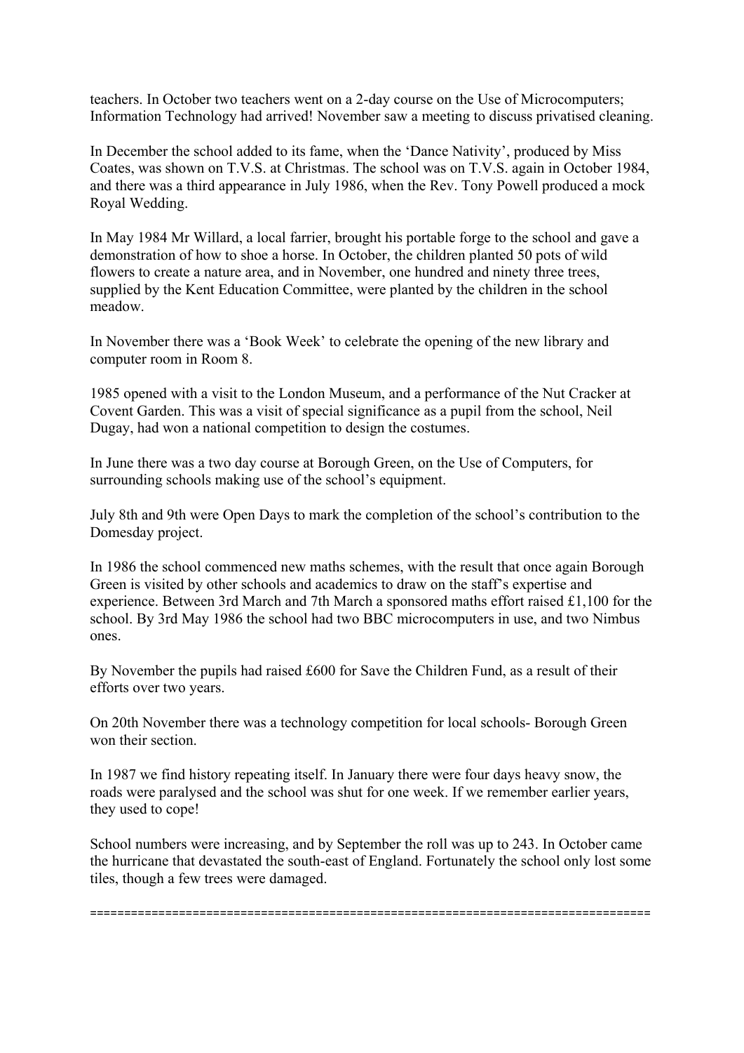teachers. In October two teachers went on a 2-day course on the Use of Microcomputers; Information Technology had arrived! November saw a meeting to discuss privatised cleaning.

In December the school added to its fame, when the 'Dance Nativity', produced by Miss Coates, was shown on T.V.S. at Christmas. The school was on T.V.S. again in October 1984, and there was a third appearance in July 1986, when the Rev. Tony Powell produced a mock Royal Wedding.

In May 1984 Mr Willard, a local farrier, brought his portable forge to the school and gave a demonstration of how to shoe a horse. In October, the children planted 50 pots of wild flowers to create a nature area, and in November, one hundred and ninety three trees, supplied by the Kent Education Committee, were planted by the children in the school meadow.

In November there was a 'Book Week' to celebrate the opening of the new library and computer room in Room 8.

1985 opened with a visit to the London Museum, and a performance of the Nut Cracker at Covent Garden. This was a visit of special significance as a pupil from the school, Neil Dugay, had won a national competition to design the costumes.

In June there was a two day course at Borough Green, on the Use of Computers, for surrounding schools making use of the school's equipment.

July 8th and 9th were Open Days to mark the completion of the school's contribution to the Domesday project.

In 1986 the school commenced new maths schemes, with the result that once again Borough Green is visited by other schools and academics to draw on the staff's expertise and experience. Between 3rd March and 7th March a sponsored maths effort raised £1,100 for the school. By 3rd May 1986 the school had two BBC microcomputers in use, and two Nimbus ones.

By November the pupils had raised £600 for Save the Children Fund, as a result of their efforts over two years.

On 20th November there was a technology competition for local schools- Borough Green won their section.

In 1987 we find history repeating itself. In January there were four days heavy snow, the roads were paralysed and the school was shut for one week. If we remember earlier years, they used to cope!

School numbers were increasing, and by September the roll was up to 243. In October came the hurricane that devastated the south-east of England. Fortunately the school only lost some tiles, though a few trees were damaged.

================================================================================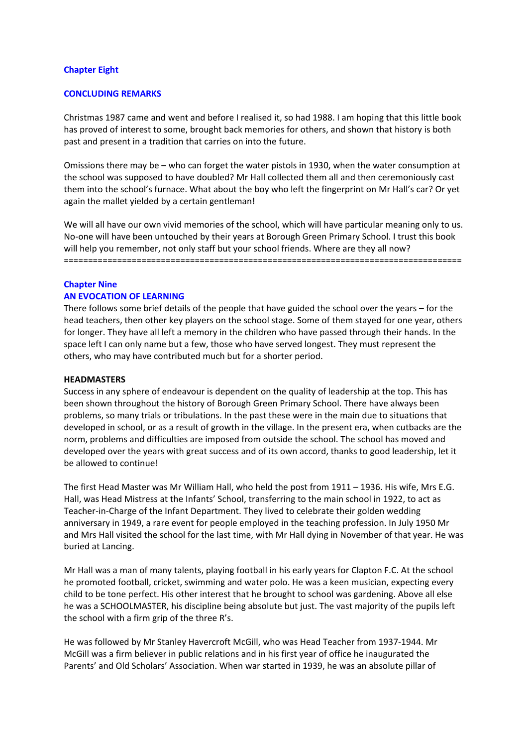## Chapter Eight

### CONCLUDING REMARKS

Christmas 1987 came and went and before I realised it, so had 1988. I am hoping that this little book has proved of interest to some, brought back memories for others, and shown that history is both past and present in a tradition that carries on into the future.

Omissions there may be – who can forget the water pistols in 1930, when the water consumption at the school was supposed to have doubled? Mr Hall collected them all and then ceremoniously cast them into the school's furnace. What about the boy who left the fingerprint on Mr Hall's car? Or yet again the mallet yielded by a certain gentleman!

We will all have our own vivid memories of the school, which will have particular meaning only to us. No-one will have been untouched by their years at Borough Green Primary School. I trust this book will help you remember, not only staff but your school friends. Where are they all now?

================================================================================

## Chapter Nine

### AN EVOCATION OF LEARNING

There follows some brief details of the people that have guided the school over the years – for the head teachers, then other key players on the school stage. Some of them stayed for one year, others for longer. They have all left a memory in the children who have passed through their hands. In the space left I can only name but a few, those who have served longest. They must represent the others, who may have contributed much but for a shorter period.

**HEADMASTERS**

Success in any sphere of endeavour is dependent on the quality of leadership at the top. This has been shown throughout the history of Borough Green Primary School. There have always been problems, so many trials or tribulations. In the past these were in the main due to situations that developed in school, or as a result of growth in the village. In the present era, when cutbacks are the norm, problems and difficulties are imposed from outside the school. The school has moved and developed over the years with great success and of its own accord, thanks to good leadership, let it be allowed to continue!

The first Head Master was Mr William Hall, who held the post from 1911 – 1936. His wife, Mrs E.G. Hall, was Head Mistress at the Infants' School, transferring to the main school in 1922, to act as Teacher-in-Charge of the Infant Department. They lived to celebrate their golden wedding anniversary in 1949, a rare event for people employed in the teaching profession. In July 1950 Mr and Mrs Hall visited the school for the last time, with Mr Hall dying in November of that year. He was buried at Lancing.

Mr Hall was a man of many talents, playing football in his early years for Clapton F.C. At the school he promoted football, cricket, swimming and water polo. He was a keen musician, expecting every child to be tone perfect. His other interest that he brought to school was gardening. Above all else he was a SCHOOLMASTER, his discipline being absolute but just. The vast majority of the pupils left the school with a firm grip of the three R's.

He was followed by Mr Stanley Havercroft McGill, who was Head Teacher from 1937-1944. Mr McGill was a firm believer in public relations and in his first year of office he inaugurated the Parents' and Old Scholars' Association. When war started in 1939, he was an absolute pillar of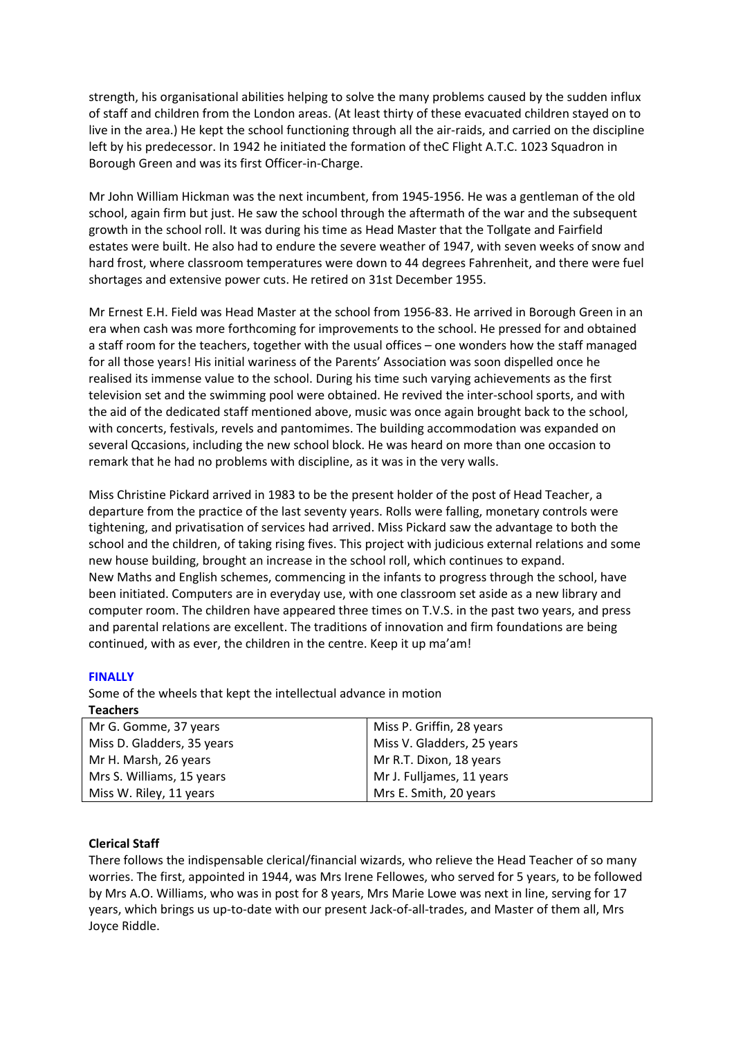strength, his organisational abilities helping to solve the many problems caused by the sudden influx of staff and children from the London areas. (At least thirty of these evacuated children stayed on to live in the area.) He kept the school functioning through all the air-raids, and carried on the discipline left by his predecessor. In 1942 he initiated the formation of theC Flight A.T.C. 1023 Squadron in Borough Green and was its first Officer-in-Charge.

Mr John William Hickman was the next incumbent, from 1945-1956. He was a gentleman of the old school, again firm but just. He saw the school through the aftermath of the war and the subsequent growth in the school roll. It was during his time as Head Master that the Tollgate and Fairfield estates were built. He also had to endure the severe weather of 1947, with seven weeks of snow and hard frost, where classroom temperatures were down to 44 degrees Fahrenheit, and there were fuel shortages and extensive power cuts. He retired on 31st December 1955.

Mr Ernest E.H. Field was Head Master at the school from 1956-83. He arrived in Borough Green in an era when cash was more forthcoming for improvements to the school. He pressed for and obtained a staff room for the teachers, together with the usual offices – one wonders how the staff managed for all those years! His initial wariness of the Parents' Association was soon dispelled once he realised its immense value to the school. During his time such varying achievements as the first television set and the swimming pool were obtained. He revived the inter-school sports, and with the aid of the dedicated staff mentioned above, music was once again brought back to the school, with concerts, festivals, revels and pantomimes. The building accommodation was expanded on several Qccasions, including the new school block. He was heard on more than one occasion to remark that he had no problems with discipline, as it was in the very walls.

Miss Christine Pickard arrived in 1983 to be the present holder of the post of Head Teacher, a departure from the practice of the last seventy years. Rolls were falling, monetary controls were tightening, and privatisation of services had arrived. Miss Pickard saw the advantage to both the school and the children, of taking rising fives. This project with judicious external relations and some new house building, brought an increase in the school roll, which continues to expand.
New Maths and English schemes, commencing in the infants to progress through the school, have been initiated. Computers are in everyday use, with one classroom set aside as a new library and computer room. The children have appeared three times on T.V.S. in the past two years, and press and parental relations are excellent. The traditions of innovation and firm foundations are being continued, with as ever, the children in the centre. Keep it up ma'am!

## FINALLY

Some of the wheels that kept the intellectual advance in motion

**Teachers**

| | |
|---|---|
| Mr G. Gomme, 37 years | Miss P. Griffin, 28 years |
| Miss D. Gladders, 35 years | Miss V. Gladders, 25 years |
| Mr H. Marsh, 26 years | Mr R.T. Dixon, 18 years |
| Mrs S. Williams, 15 years | Mr J. Fulljames, 11 years |
| Miss W. Riley, 11 years | Mrs E. Smith, 20 years |

**Clerical Staff**

There follows the indispensable clerical/financial wizards, who relieve the Head Teacher of so many worries. The first, appointed in 1944, was Mrs Irene Fellowes, who served for 5 years, to be followed by Mrs A.O. Williams, who was in post for 8 years, Mrs Marie Lowe was next in line, serving for 17 years, which brings us up-to-date with our present Jack-of-all-trades, and Master of them all, Mrs Joyce Riddle.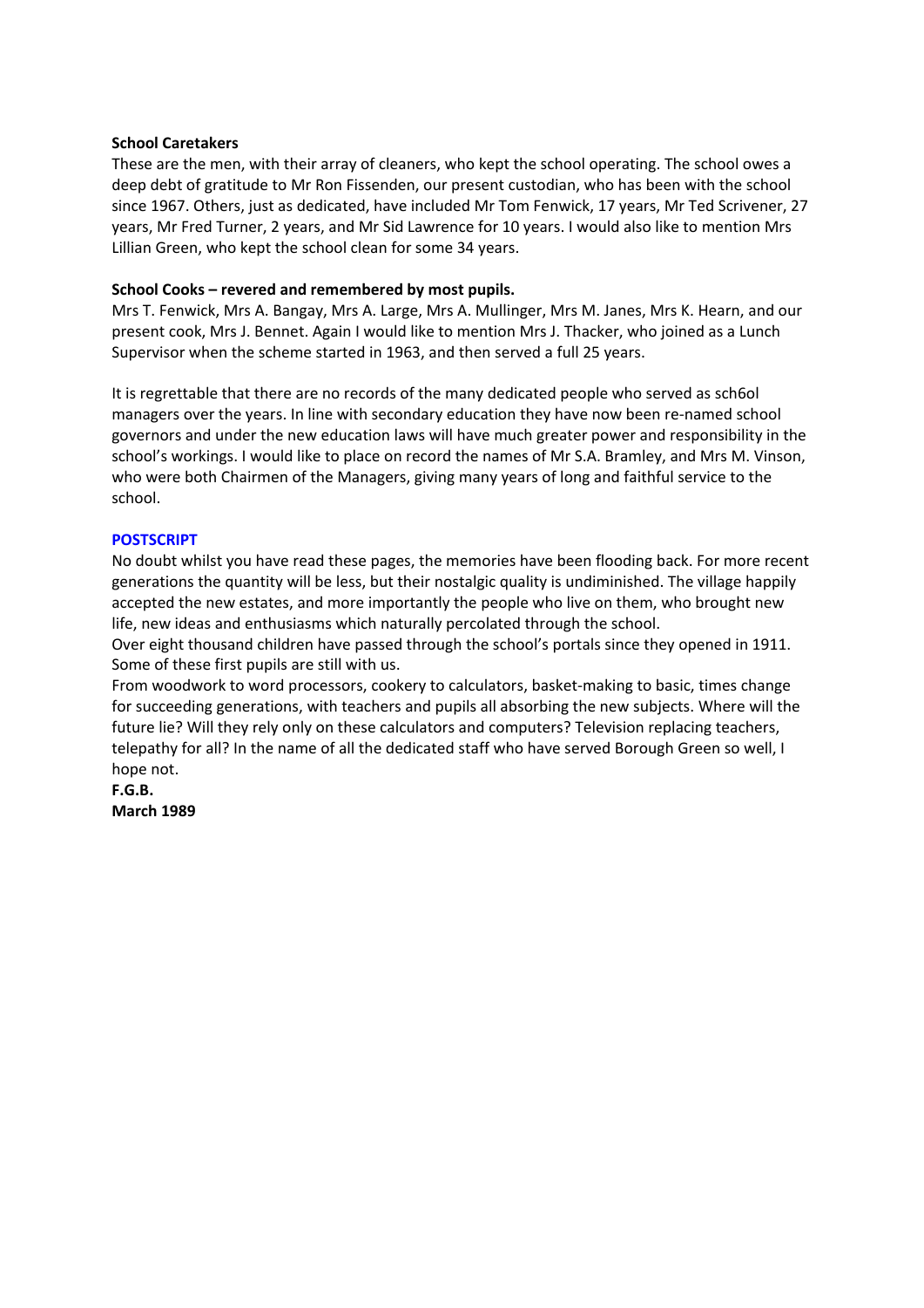**School Caretakers**

These are the men, with their array of cleaners, who kept the school operating. The school owes a deep debt of gratitude to Mr Ron Fissenden, our present custodian, who has been with the school since 1967. Others, just as dedicated, have included Mr Tom Fenwick, 17 years, Mr Ted Scrivener, 27 years, Mr Fred Turner, 2 years, and Mr Sid Lawrence for 10 years. I would also like to mention Mrs Lillian Green, who kept the school clean for some 34 years.

**School Cooks – revered and remembered by most pupils.**

Mrs T. Fenwick, Mrs A. Bangay, Mrs A. Large, Mrs A. Mullinger, Mrs M. Janes, Mrs K. Hearn, and our present cook, Mrs J. Bennet. Again I would like to mention Mrs J. Thacker, who joined as a Lunch Supervisor when the scheme started in 1963, and then served a full 25 years.

It is regrettable that there are no records of the many dedicated people who served as sch6ol managers over the years. In line with secondary education they have now been re-named school governors and under the new education laws will have much greater power and responsibility in the school's workings. I would like to place on record the names of Mr S.A. Bramley, and Mrs M. Vinson, who were both Chairmen of the Managers, giving many years of long and faithful service to the school.

## POSTSCRIPT

No doubt whilst you have read these pages, the memories have been flooding back. For more recent generations the quantity will be less, but their nostalgic quality is undiminished. The village happily accepted the new estates, and more importantly the people who live on them, who brought new life, new ideas and enthusiasms which naturally percolated through the school.

Over eight thousand children have passed through the school's portals since they opened in 1911. Some of these first pupils are still with us.

From woodwork to word processors, cookery to calculators, basket-making to basic, times change for succeeding generations, with teachers and pupils all absorbing the new subjects. Where will the future lie? Will they rely only on these calculators and computers? Television replacing teachers, telepathy for all? In the name of all the dedicated staff who have served Borough Green so well, I hope not.

**F.G.B.**
**March 1989**